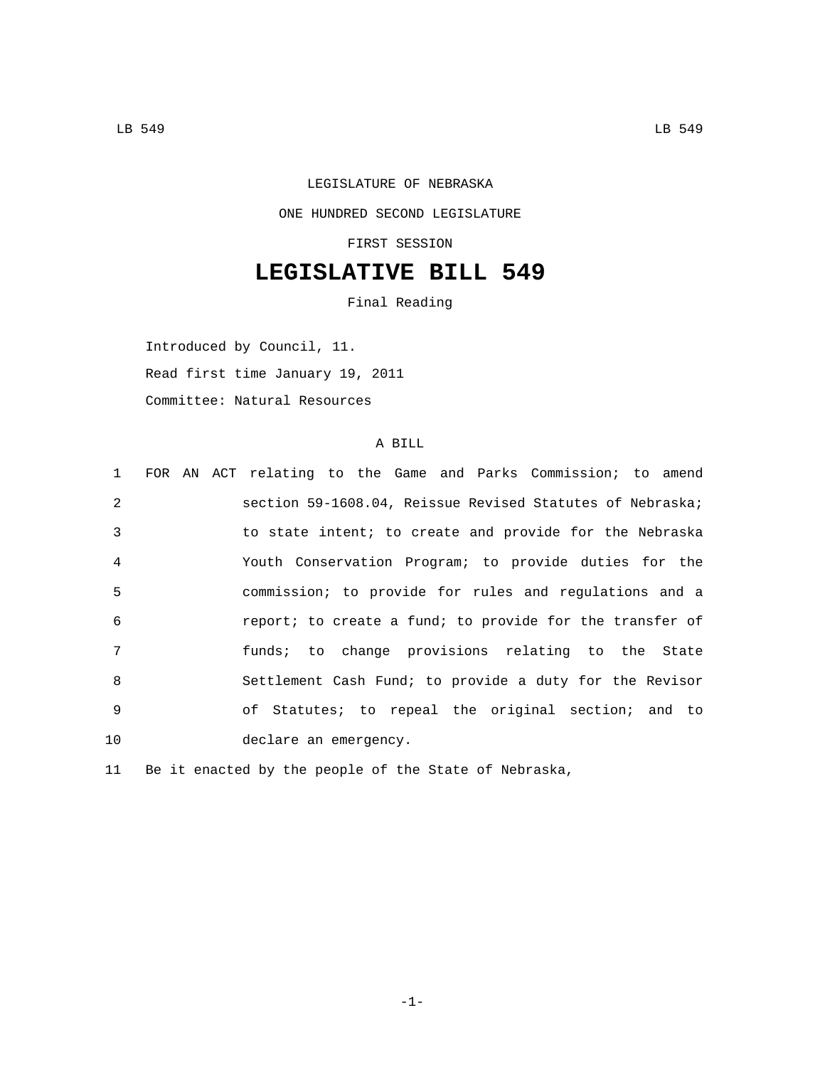LEGISLATURE OF NEBRASKA

ONE HUNDRED SECOND LEGISLATURE

FIRST SESSION

# LEGISLATIVE BILL 549

Final Reading

Introduced by Council, 11.

Read first time January 19, 2011

Committee: Natural Resources

A BILL

1 FOR AN ACT relating to the Game and Parks Commission; to amend
2 section 59-1608.04, Reissue Revised Statutes of Nebraska;
3 to state intent; to create and provide for the Nebraska
4 Youth Conservation Program; to provide duties for the
5 commission; to provide for rules and regulations and a
6 report; to create a fund; to provide for the transfer of
7 funds; to change provisions relating to the State
8 Settlement Cash Fund; to provide a duty for the Revisor
9 of Statutes; to repeal the original section; and to
10 declare an emergency.

11 Be it enacted by the people of the State of Nebraska,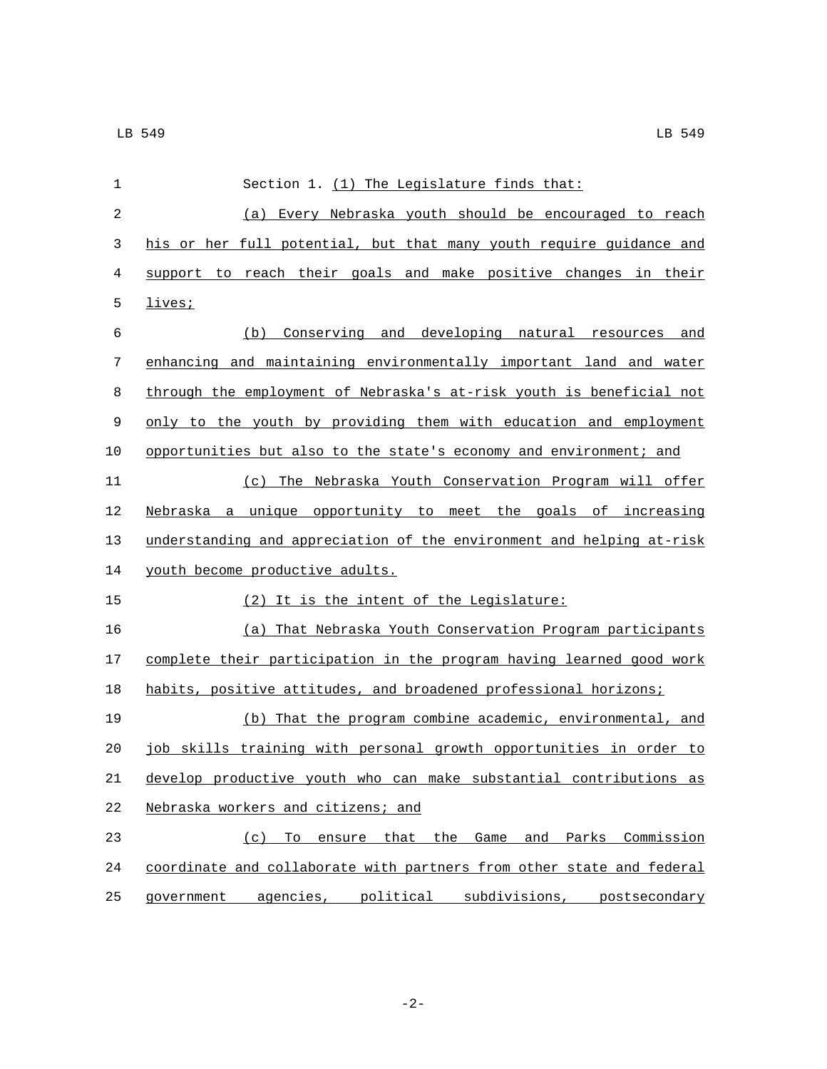Section 1. (1) The Legislature finds that:

(a) Every Nebraska youth should be encouraged to reach his or her full potential, but that many youth require guidance and support to reach their goals and make positive changes in their lives;

(b) Conserving and developing natural resources and enhancing and maintaining environmentally important land and water through the employment of Nebraska's at-risk youth is beneficial not only to the youth by providing them with education and employment opportunities but also to the state's economy and environment; and

(c) The Nebraska Youth Conservation Program will offer Nebraska a unique opportunity to meet the goals of increasing understanding and appreciation of the environment and helping at-risk youth become productive adults.

(2) It is the intent of the Legislature:

(a) That Nebraska Youth Conservation Program participants complete their participation in the program having learned good work habits, positive attitudes, and broadened professional horizons;

(b) That the program combine academic, environmental, and job skills training with personal growth opportunities in order to develop productive youth who can make substantial contributions as Nebraska workers and citizens; and

(c) To ensure that the Game and Parks Commission coordinate and collaborate with partners from other state and federal government agencies, political subdivisions, postsecondary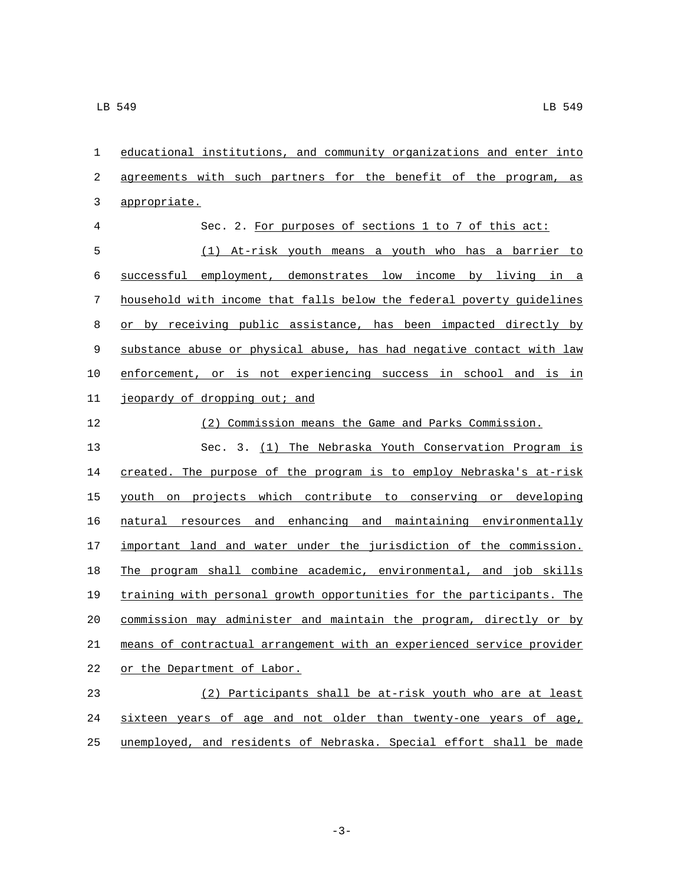educational institutions, and community organizations and enter into agreements with such partners for the benefit of the program, as appropriate.

Sec. 2. For purposes of sections 1 to 7 of this act:

(1) At-risk youth means a youth who has a barrier to successful employment, demonstrates low income by living in a household with income that falls below the federal poverty guidelines or by receiving public assistance, has been impacted directly by substance abuse or physical abuse, has had negative contact with law enforcement, or is not experiencing success in school and is in jeopardy of dropping out; and

(2) Commission means the Game and Parks Commission.

Sec. 3. (1) The Nebraska Youth Conservation Program is created. The purpose of the program is to employ Nebraska's at-risk youth on projects which contribute to conserving or developing natural resources and enhancing and maintaining environmentally important land and water under the jurisdiction of the commission. The program shall combine academic, environmental, and job skills training with personal growth opportunities for the participants. The commission may administer and maintain the program, directly or by means of contractual arrangement with an experienced service provider or the Department of Labor.

(2) Participants shall be at-risk youth who are at least sixteen years of age and not older than twenty-one years of age, unemployed, and residents of Nebraska. Special effort shall be made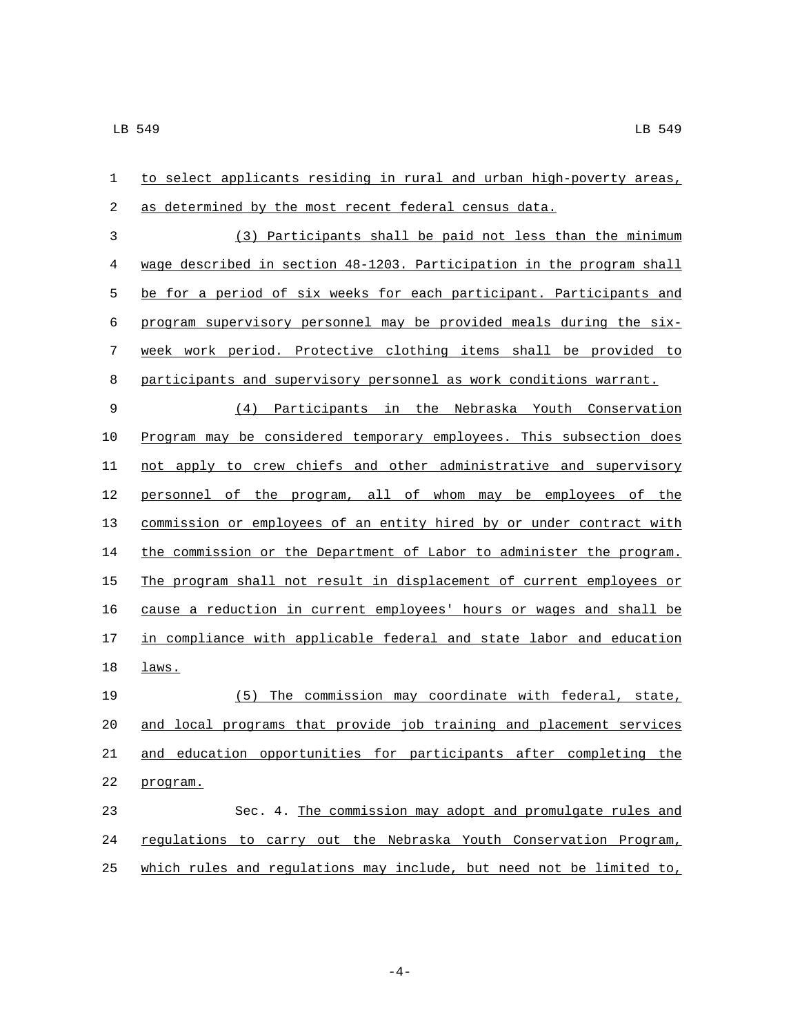to select applicants residing in rural and urban high-poverty areas, as determined by the most recent federal census data.

(3) Participants shall be paid not less than the minimum wage described in section 48-1203. Participation in the program shall be for a period of six weeks for each participant. Participants and program supervisory personnel may be provided meals during the six-week work period. Protective clothing items shall be provided to participants and supervisory personnel as work conditions warrant.

(4) Participants in the Nebraska Youth Conservation Program may be considered temporary employees. This subsection does not apply to crew chiefs and other administrative and supervisory personnel of the program, all of whom may be employees of the commission or employees of an entity hired by or under contract with the commission or the Department of Labor to administer the program. The program shall not result in displacement of current employees or cause a reduction in current employees' hours or wages and shall be in compliance with applicable federal and state labor and education laws.

(5) The commission may coordinate with federal, state, and local programs that provide job training and placement services and education opportunities for participants after completing the program.

Sec. 4. The commission may adopt and promulgate rules and regulations to carry out the Nebraska Youth Conservation Program, which rules and regulations may include, but need not be limited to,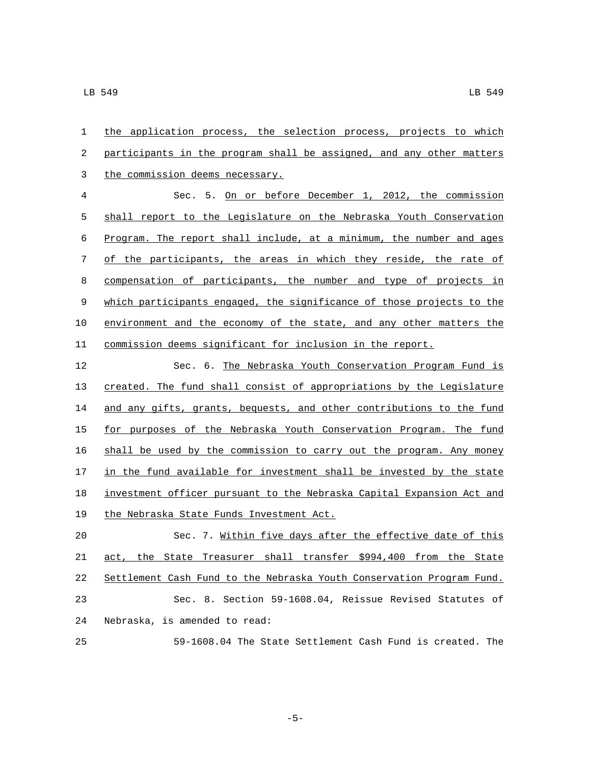the application process, the selection process, projects to which participants in the program shall be assigned, and any other matters the commission deems necessary.

Sec. 5. On or before December 1, 2012, the commission shall report to the Legislature on the Nebraska Youth Conservation Program. The report shall include, at a minimum, the number and ages of the participants, the areas in which they reside, the rate of compensation of participants, the number and type of projects in which participants engaged, the significance of those projects to the environment and the economy of the state, and any other matters the commission deems significant for inclusion in the report.

Sec. 6. The Nebraska Youth Conservation Program Fund is created. The fund shall consist of appropriations by the Legislature and any gifts, grants, bequests, and other contributions to the fund for purposes of the Nebraska Youth Conservation Program. The fund shall be used by the commission to carry out the program. Any money in the fund available for investment shall be invested by the state investment officer pursuant to the Nebraska Capital Expansion Act and the Nebraska State Funds Investment Act.

Sec. 7. Within five days after the effective date of this act, the State Treasurer shall transfer $994,400 from the State Settlement Cash Fund to the Nebraska Youth Conservation Program Fund.

Sec. 8. Section 59-1608.04, Reissue Revised Statutes of Nebraska, is amended to read:

59-1608.04 The State Settlement Cash Fund is created. The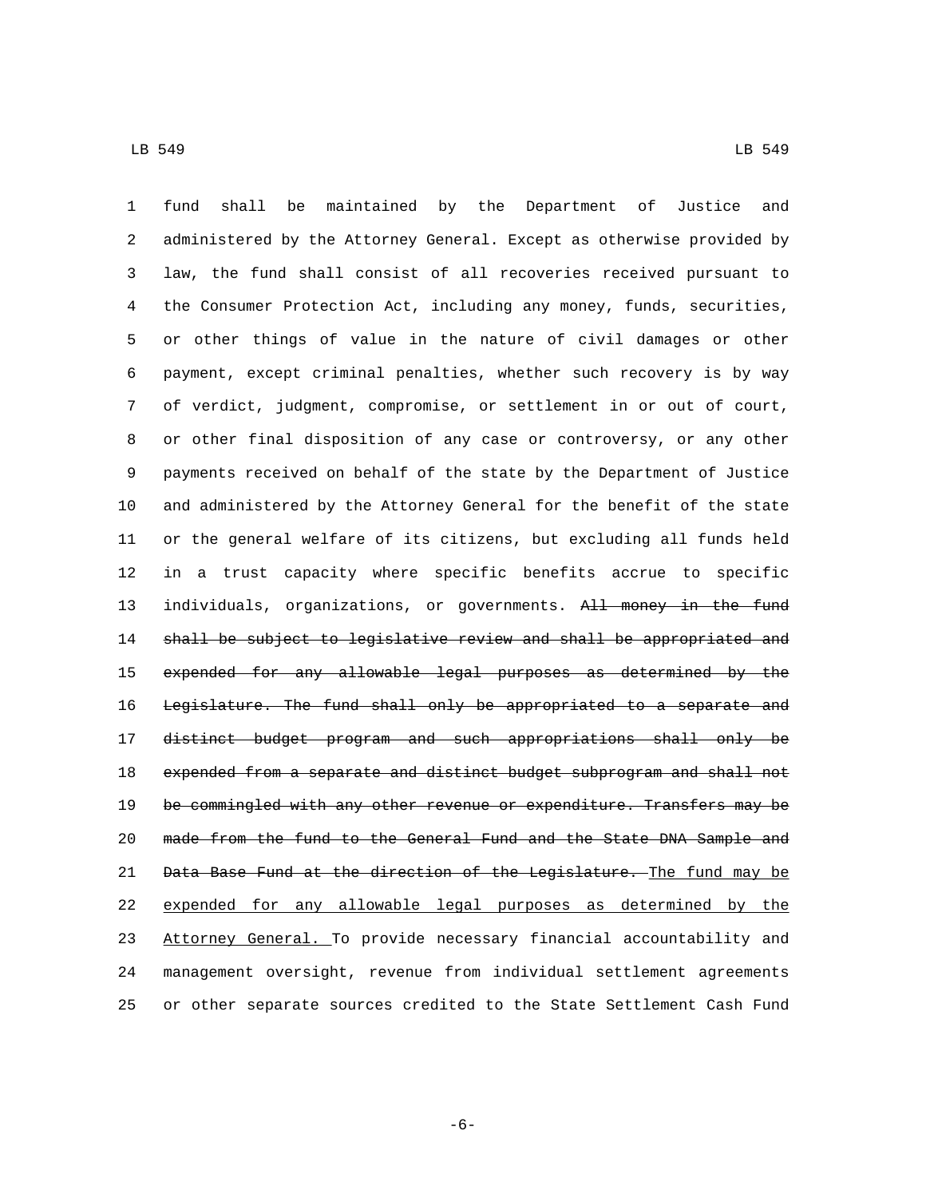fund shall be maintained by the Department of Justice and administered by the Attorney General. Except as otherwise provided by law, the fund shall consist of all recoveries received pursuant to the Consumer Protection Act, including any money, funds, securities, or other things of value in the nature of civil damages or other payment, except criminal penalties, whether such recovery is by way of verdict, judgment, compromise, or settlement in or out of court, or other final disposition of any case or controversy, or any other payments received on behalf of the state by the Department of Justice and administered by the Attorney General for the benefit of the state or the general welfare of its citizens, but excluding all funds held in a trust capacity where specific benefits accrue to specific individuals, organizations, or governments. ~~All money in the fund shall be subject to legislative review and shall be appropriated and expended for any allowable legal purposes as determined by the Legislature. The fund shall only be appropriated to a separate and distinct budget program and such appropriations shall only be expended from a separate and distinct budget subprogram and shall not be commingled with any other revenue or expenditure. Transfers may be made from the fund to the General Fund and the State DNA Sample and Data Base Fund at the direction of the Legislature.~~ <u>The fund may be expended for any allowable legal purposes as determined by the Attorney General.</u> To provide necessary financial accountability and management oversight, revenue from individual settlement agreements or other separate sources credited to the State Settlement Cash Fund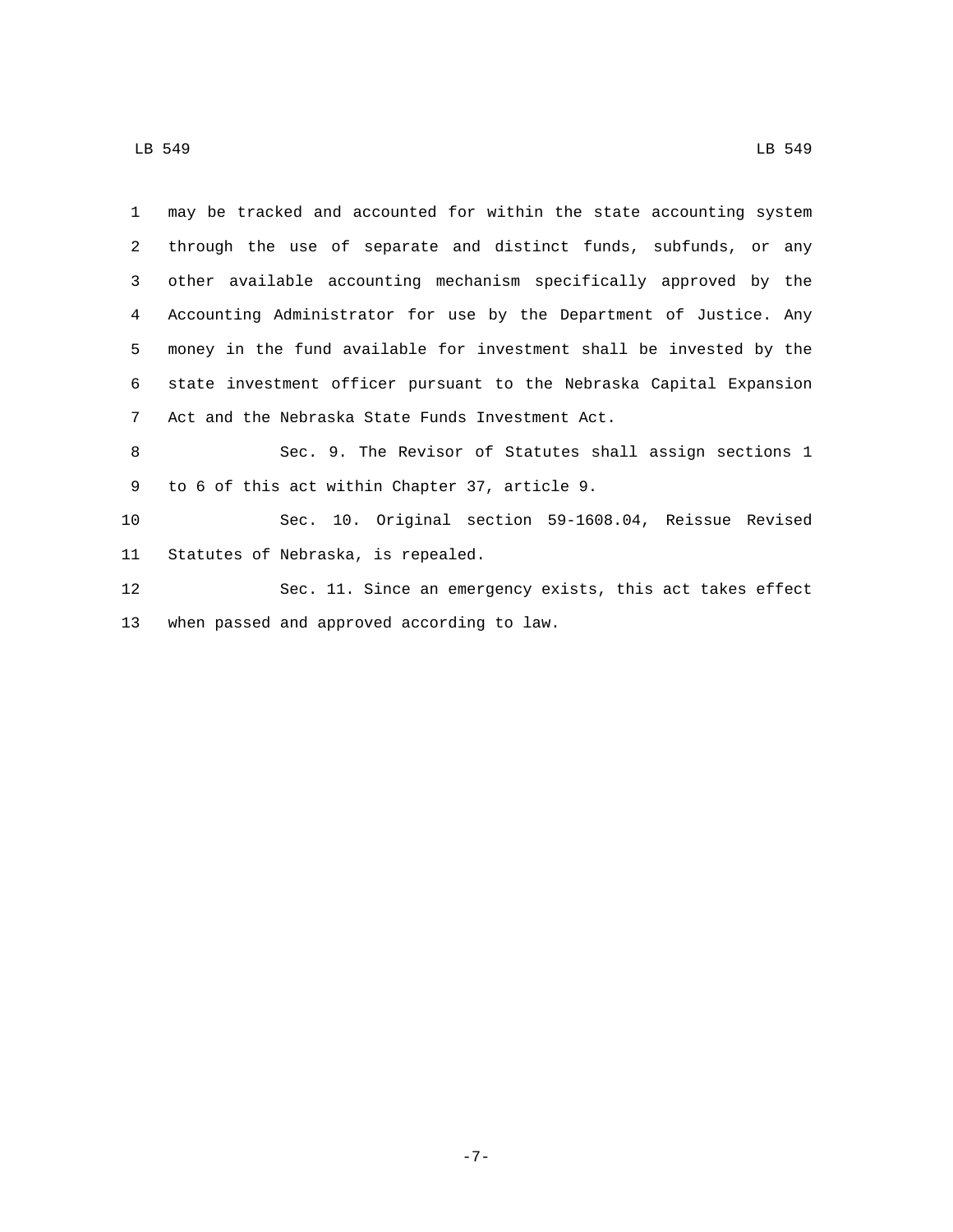may be tracked and accounted for within the state accounting system through the use of separate and distinct funds, subfunds, or any other available accounting mechanism specifically approved by the Accounting Administrator for use by the Department of Justice. Any money in the fund available for investment shall be invested by the state investment officer pursuant to the Nebraska Capital Expansion Act and the Nebraska State Funds Investment Act.

Sec. 9. The Revisor of Statutes shall assign sections 1 to 6 of this act within Chapter 37, article 9.

Sec. 10. Original section 59-1608.04, Reissue Revised Statutes of Nebraska, is repealed.

Sec. 11. Since an emergency exists, this act takes effect when passed and approved according to law.